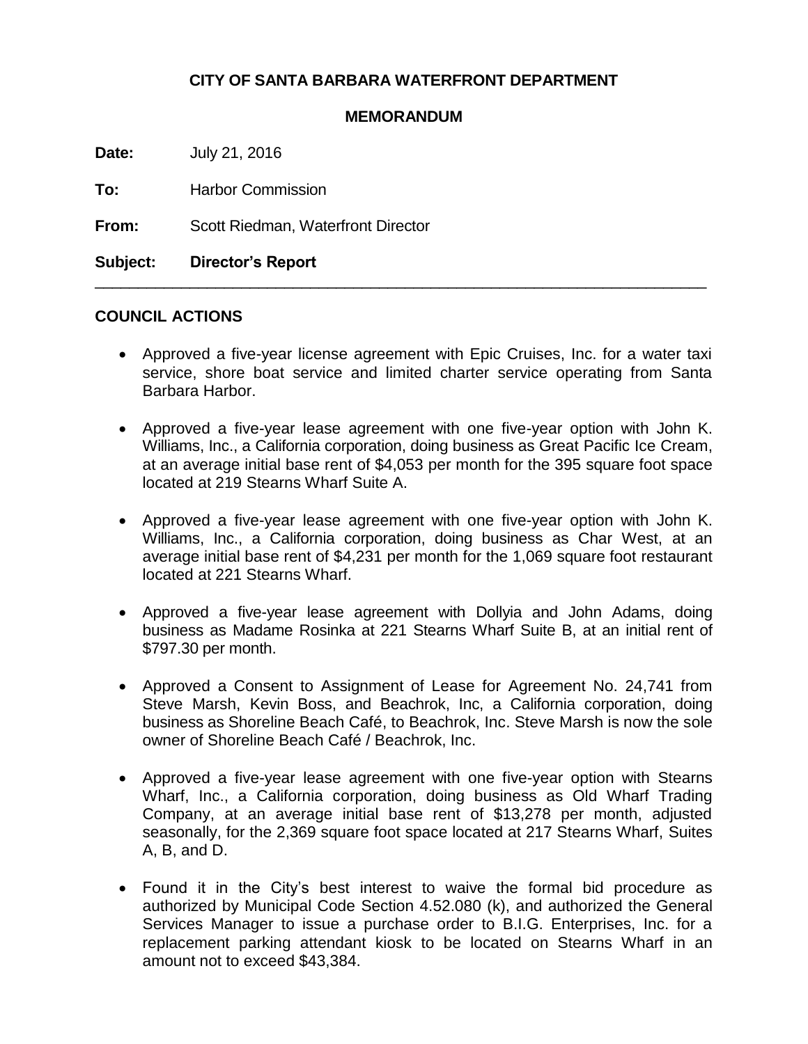# CITY OF SANTA BARBARA WATERFRONT DEPARTMENT

## MEMORANDUM

**Date:** July 21, 2016

**To:** Harbor Commission

**From:** Scott Riedman, Waterfront Director

**Subject:** **Director's Report**

---

## COUNCIL ACTIONS

- Approved a five-year license agreement with Epic Cruises, Inc. for a water taxi service, shore boat service and limited charter service operating from Santa Barbara Harbor.

- Approved a five-year lease agreement with one five-year option with John K. Williams, Inc., a California corporation, doing business as Great Pacific Ice Cream, at an average initial base rent of $4,053 per month for the 395 square foot space located at 219 Stearns Wharf Suite A.

- Approved a five-year lease agreement with one five-year option with John K. Williams, Inc., a California corporation, doing business as Char West, at an average initial base rent of $4,231 per month for the 1,069 square foot restaurant located at 221 Stearns Wharf.

- Approved a five-year lease agreement with Dollyia and John Adams, doing business as Madame Rosinka at 221 Stearns Wharf Suite B, at an initial rent of $797.30 per month.

- Approved a Consent to Assignment of Lease for Agreement No. 24,741 from Steve Marsh, Kevin Boss, and Beachrok, Inc, a California corporation, doing business as Shoreline Beach Café, to Beachrok, Inc. Steve Marsh is now the sole owner of Shoreline Beach Café / Beachrok, Inc.

- Approved a five-year lease agreement with one five-year option with Stearns Wharf, Inc., a California corporation, doing business as Old Wharf Trading Company, at an average initial base rent of $13,278 per month, adjusted seasonally, for the 2,369 square foot space located at 217 Stearns Wharf, Suites A, B, and D.

- Found it in the City's best interest to waive the formal bid procedure as authorized by Municipal Code Section 4.52.080 (k), and authorized the General Services Manager to issue a purchase order to B.I.G. Enterprises, Inc. for a replacement parking attendant kiosk to be located on Stearns Wharf in an amount not to exceed $43,384.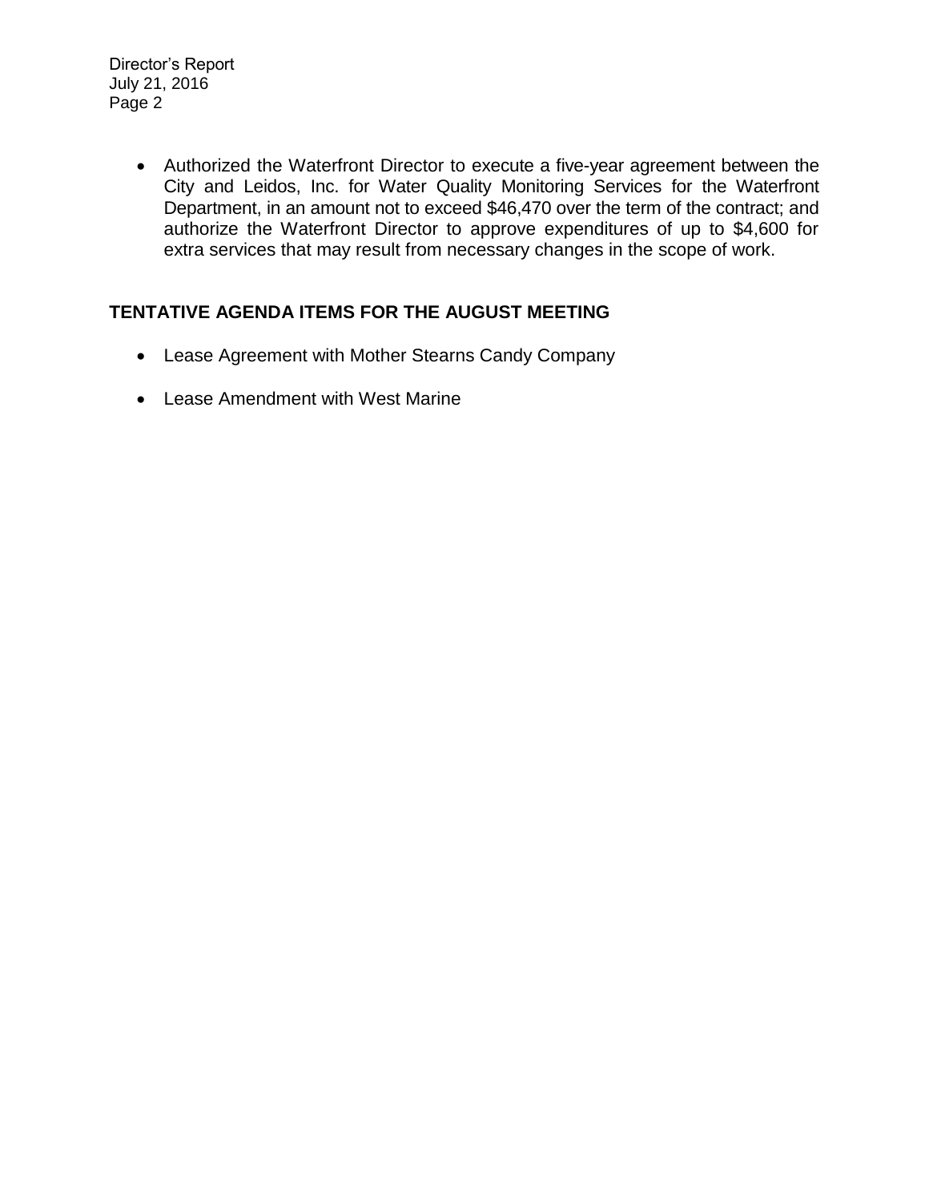- Authorized the Waterfront Director to execute a five-year agreement between the City and Leidos, Inc. for Water Quality Monitoring Services for the Waterfront Department, in an amount not to exceed $46,470 over the term of the contract; and authorize the Waterfront Director to approve expenditures of up to $4,600 for extra services that may result from necessary changes in the scope of work.

## TENTATIVE AGENDA ITEMS FOR THE AUGUST MEETING

- Lease Agreement with Mother Stearns Candy Company
- Lease Amendment with West Marine